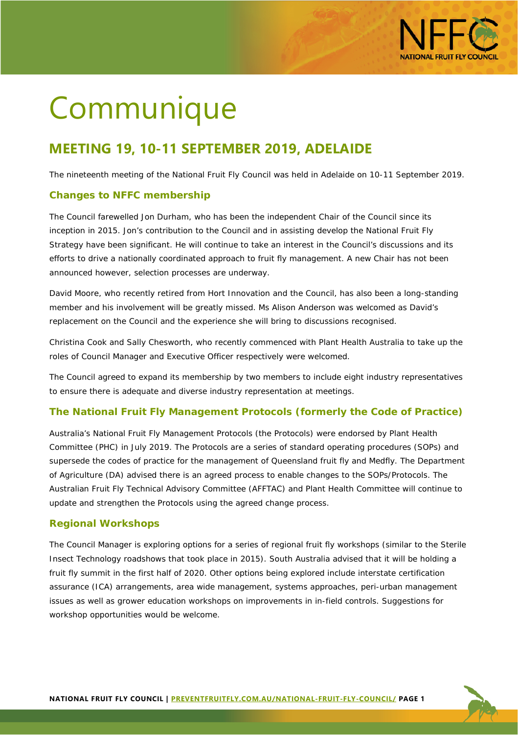// Communique

## MEETING 19, 10-11 SEPTEMBER 2019, ADELAIDE

The nineteenth meeting of the National Fruit Fly Council was held in Adelaide on 10-11 September 2019.

### Changes to NFFC membership

The Council farewelled Jon Durham, who has been the independent Chair of the Council since its inception in 2015. Jon's contribution to the Council and in assisting develop the National Fruit Fly Strategy have been significant. He will continue to take an interest in the Council's discussions and its efforts to drive a nationally coordinated approach to fruit fly management. A new Chair has not been announced however, selection processes are underway.

David Moore, who recently retired from Hort Innovation and the Council, has also been a long-standing member and his involvement will be greatly missed. Ms Alison Anderson was welcomed as David's replacement on the Council and the experience she will bring to discussions recognised.

Christina Cook and Sally Chesworth, who recently commenced with Plant Health Australia to take up the roles of Council Manager and Executive Officer respectively were welcomed.

The Council agreed to expand its membership by two members to include eight industry representatives to ensure there is adequate and diverse industry representation at meetings.

### The National Fruit Fly Management Protocols (formerly the Code of Practice)

Australia's National Fruit Fly Management Protocols (the Protocols) were endorsed by Plant Health Committee (PHC) in July 2019. The Protocols are a series of standard operating procedures (SOPs) and supersede the codes of practice for the management of Queensland fruit fly and Medfly. The Department of Agriculture (DA) advised there is an agreed process to enable changes to the SOPs/Protocols. The Australian Fruit Fly Technical Advisory Committee (AFFTAC) and Plant Health Committee will continue to update and strengthen the Protocols using the agreed change process.

### Regional Workshops

The Council Manager is exploring options for a series of regional fruit fly workshops (similar to the Sterile Insect Technology roadshows that took place in 2015). South Australia advised that it will be holding a fruit fly summit in the first half of 2020. Other options being explored include interstate certification assurance (ICA) arrangements, area wide management, systems approaches, peri-urban management issues as well as grower education workshops on improvements in in-field controls. Suggestions for workshop opportunities would be welcome.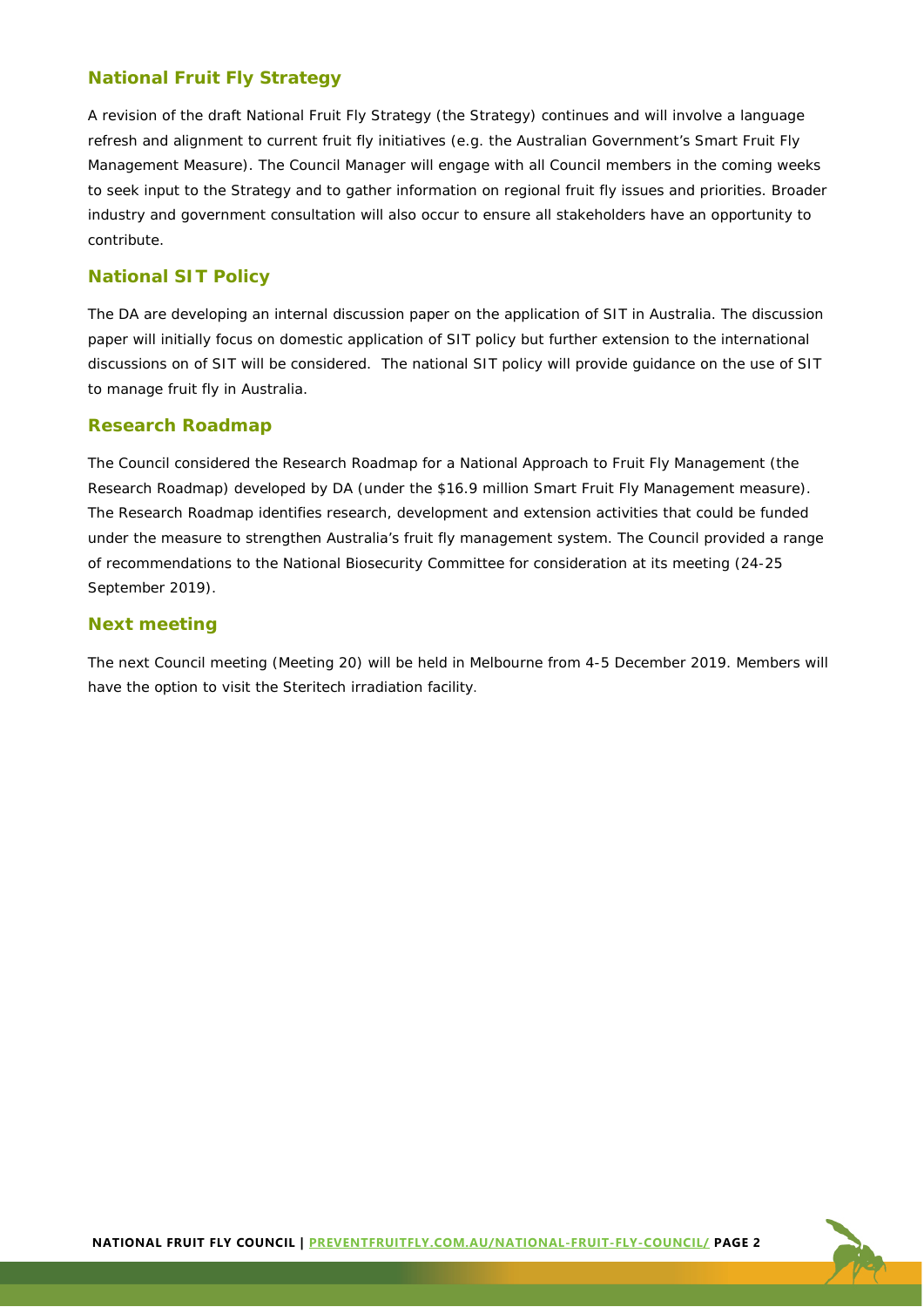## National Fruit Fly Strategy

A revision of the draft National Fruit Fly Strategy (the Strategy) continues and will involve a language refresh and alignment to current fruit fly initiatives (e.g. the Australian Government's Smart Fruit Fly Management Measure). The Council Manager will engage with all Council members in the coming weeks to seek input to the Strategy and to gather information on regional fruit fly issues and priorities. Broader industry and government consultation will also occur to ensure all stakeholders have an opportunity to contribute.

## National SIT Policy

The DA are developing an internal discussion paper on the application of SIT in Australia. The discussion paper will initially focus on domestic application of SIT policy but further extension to the international discussions on of SIT will be considered. The national SIT policy will provide guidance on the use of SIT to manage fruit fly in Australia.

## Research Roadmap

The Council considered the Research Roadmap for a National Approach to Fruit Fly Management (the Research Roadmap) developed by DA (under the $16.9 million Smart Fruit Fly Management measure). The Research Roadmap identifies research, development and extension activities that could be funded under the measure to strengthen Australia's fruit fly management system. The Council provided a range of recommendations to the National Biosecurity Committee for consideration at its meeting (24-25 September 2019).

## Next meeting

The next Council meeting (Meeting 20) will be held in Melbourne from 4-5 December 2019. Members will have the option to visit the Steritech irradiation facility.